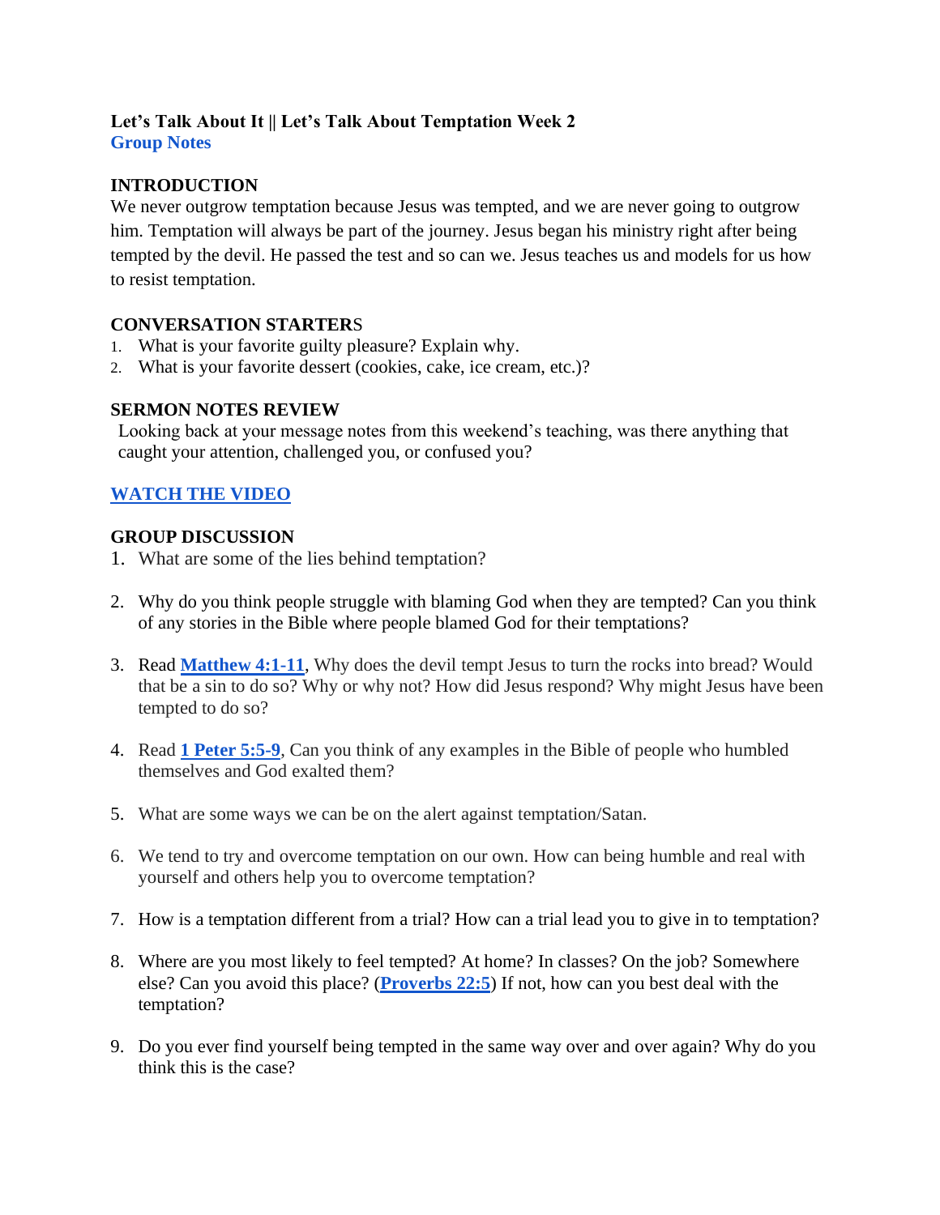# Let's Talk About It || Let's Talk About Temptation Week 2

**Group Notes**

## INTRODUCTION

We never outgrow temptation because Jesus was tempted, and we are never going to outgrow him. Temptation will always be part of the journey. Jesus began his ministry right after being tempted by the devil. He passed the test and so can we. Jesus teaches us and models for us how to resist temptation.

## CONVERSATION STARTERS

1. What is your favorite guilty pleasure? Explain why.
2. What is your favorite dessert (cookies, cake, ice cream, etc.)?

## SERMON NOTES REVIEW

Looking back at your message notes from this weekend's teaching, was there anything that caught your attention, challenged you, or confused you?

**WATCH THE VIDEO**

## GROUP DISCUSSION

1. What are some of the lies behind temptation?
2. Why do you think people struggle with blaming God when they are tempted? Can you think of any stories in the Bible where people blamed God for their temptations?
3. Read **Matthew 4:1-11**, Why does the devil tempt Jesus to turn the rocks into bread? Would that be a sin to do so? Why or why not? How did Jesus respond? Why might Jesus have been tempted to do so?
4. Read **1 Peter 5:5-9**, Can you think of any examples in the Bible of people who humbled themselves and God exalted them?
5. What are some ways we can be on the alert against temptation/Satan.
6. We tend to try and overcome temptation on our own. How can being humble and real with yourself and others help you to overcome temptation?
7. How is a temptation different from a trial? How can a trial lead you to give in to temptation?
8. Where are you most likely to feel tempted? At home? In classes? On the job? Somewhere else? Can you avoid this place? (**Proverbs 22:5**) If not, how can you best deal with the temptation?
9. Do you ever find yourself being tempted in the same way over and over again? Why do you think this is the case?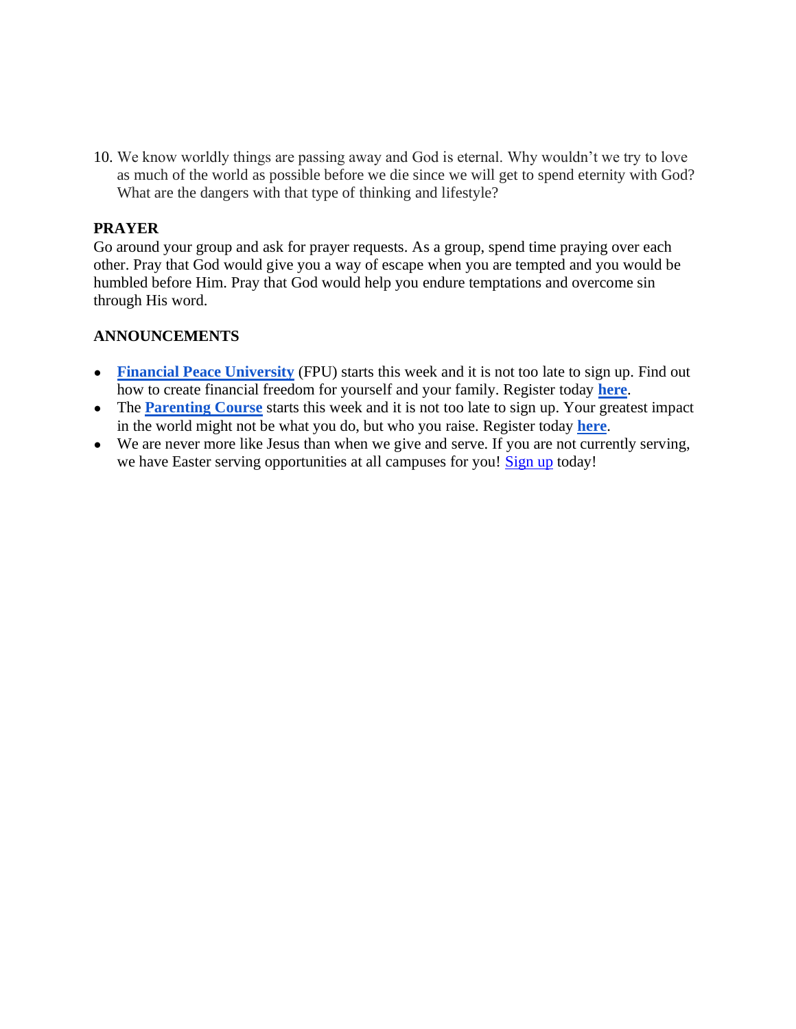10. We know worldly things are passing away and God is eternal. Why wouldn't we try to love as much of the world as possible before we die since we will get to spend eternity with God? What are the dangers with that type of thinking and lifestyle?

**PRAYER**

Go around your group and ask for prayer requests. As a group, spend time praying over each other. Pray that God would give you a way of escape when you are tempted and you would be humbled before Him. Pray that God would help you endure temptations and overcome sin through His word.

**ANNOUNCEMENTS**

- **Financial Peace University** (FPU) starts this week and it is not too late to sign up. Find out how to create financial freedom for yourself and your family. Register today **here**.
- The **Parenting Course** starts this week and it is not too late to sign up. Your greatest impact in the world might not be what you do, but who you raise. Register today **here**.
- We are never more like Jesus than when we give and serve. If you are not currently serving, we have Easter serving opportunities at all campuses for you! Sign up today!